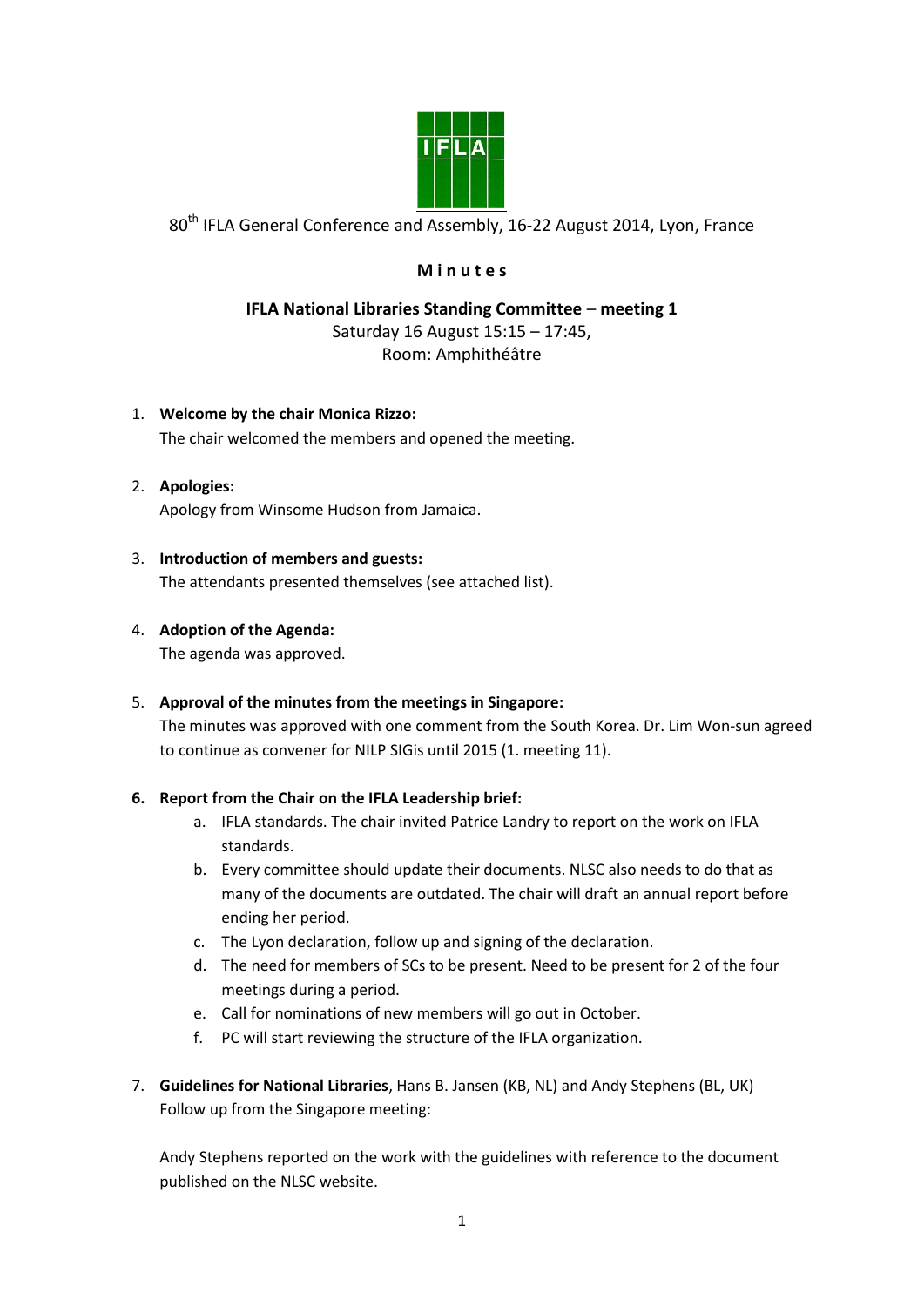80th IFLA General Conference and Assembly, 16-22 August 2014, Lyon, France

# M i n u t e s

## IFLA National Libraries Standing Committee – meeting 1

Saturday 16 August 15:15 – 17:45,
Room: Amphithéâtre

1. **Welcome by the chair Monica Rizzo:**
   The chair welcomed the members and opened the meeting.

2. **Apologies:**
   Apology from Winsome Hudson from Jamaica.

3. **Introduction of members and guests:**
   The attendants presented themselves (see attached list).

4. **Adoption of the Agenda:**
   The agenda was approved.

5. **Approval of the minutes from the meetings in Singapore:**
   The minutes was approved with one comment from the South Korea. Dr. Lim Won-sun agreed to continue as convener for NILP SIGis until 2015 (1. meeting 11).

6. **Report from the Chair on the IFLA Leadership brief:**
   a. IFLA standards. The chair invited Patrice Landry to report on the work on IFLA standards.
   b. Every committee should update their documents. NLSC also needs to do that as many of the documents are outdated. The chair will draft an annual report before ending her period.
   c. The Lyon declaration, follow up and signing of the declaration.
   d. The need for members of SCs to be present. Need to be present for 2 of the four meetings during a period.
   e. Call for nominations of new members will go out in October.
   f. PC will start reviewing the structure of the IFLA organization.

7. **Guidelines for National Libraries**, Hans B. Jansen (KB, NL) and Andy Stephens (BL, UK)
   Follow up from the Singapore meeting:

   Andy Stephens reported on the work with the guidelines with reference to the document published on the NLSC website.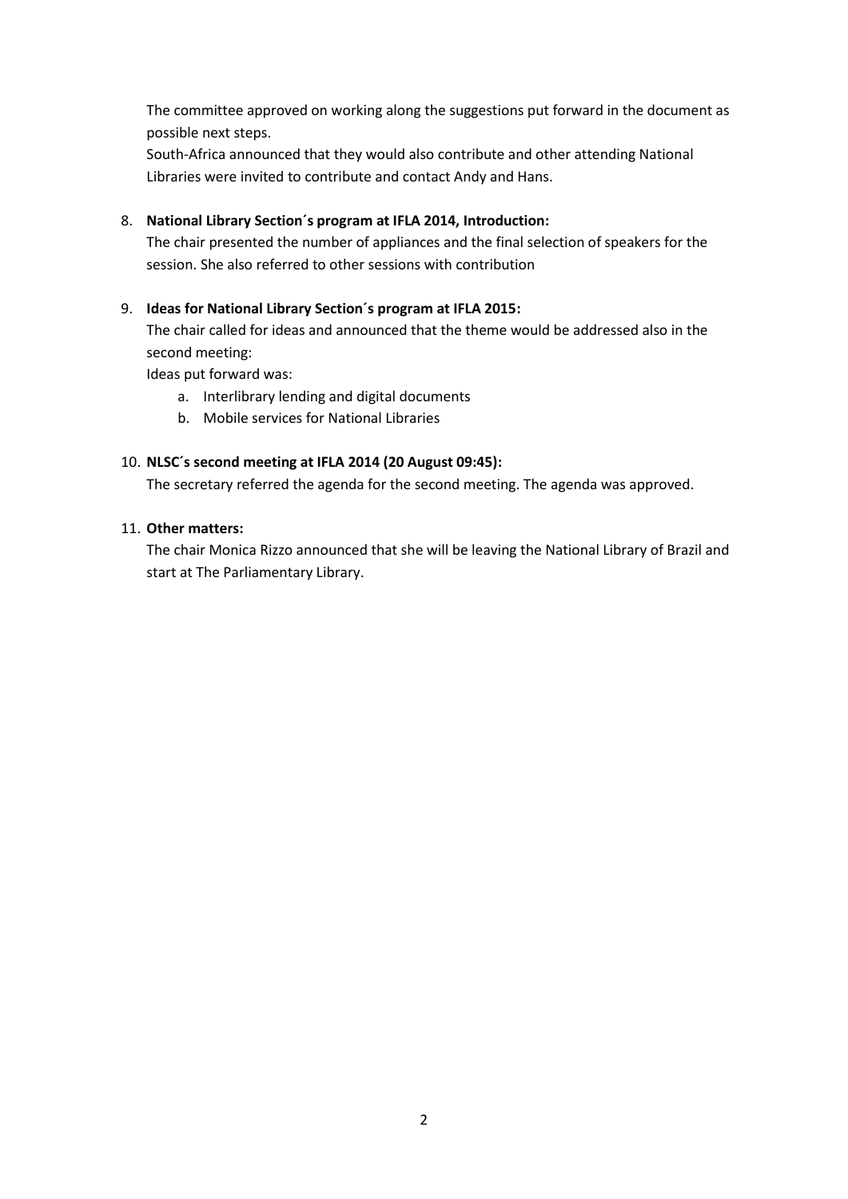The committee approved on working along the suggestions put forward in the document as possible next steps.
South-Africa announced that they would also contribute and other attending National Libraries were invited to contribute and contact Andy and Hans.

8. **National Library Section´s program at IFLA 2014, Introduction:**
   The chair presented the number of appliances and the final selection of speakers for the session. She also referred to other sessions with contribution

9. **Ideas for National Library Section´s program at IFLA 2015:**
   The chair called for ideas and announced that the theme would be addressed also in the second meeting:
   Ideas put forward was:
   a. Interlibrary lending and digital documents
   b. Mobile services for National Libraries

10. **NLSC´s second meeting at IFLA 2014 (20 August 09:45):**
    The secretary referred the agenda for the second meeting. The agenda was approved.

11. **Other matters:**
    The chair Monica Rizzo announced that she will be leaving the National Library of Brazil and start at The Parliamentary Library.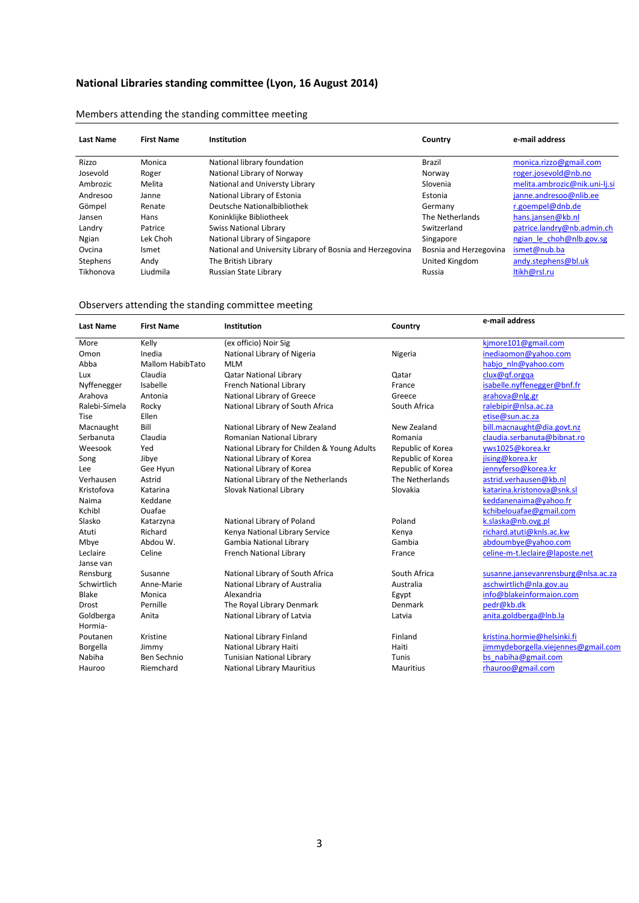**National Libraries standing committee (Lyon, 16 August 2014)**

Members attending the standing committee meeting

| Last Name | First Name | Institution | Country | e-mail address |
|---|---|---|---|---|
| Rizzo | Monica | National library foundation | Brazil | monica.rizzo@gmail.com |
| Josevold | Roger | National Library of Norway | Norway | roger.josevold@nb.no |
| Ambrozic | Melita | National and Universty Library | Slovenia | melita.ambrozic@nik.uni-lj.si |
| Andresoo | Janne | National Library of Estonia | Estonia | janne.andresoo@nlib.ee |
| Gömpel | Renate | Deutsche Nationalbibliothek | Germany | r.goempel@dnb.de |
| Jansen | Hans | Koninklijke Bibliotheek | The Netherlands | hans.jansen@kb.nl |
| Landry | Patrice | Swiss National Library | Switzerland | patrice.landry@nb.admin.ch |
| Ngian | Lek Choh | National Library of Singapore | Singapore | ngian_le_choh@nlb.gov.sg |
| Ovcina | Ismet | National and University Library of Bosnia and Herzegovina | Bosnia and Herzegovina | ismet@nub.ba |
| Stephens | Andy | The British Library | United Kingdom | andy.stephens@bl.uk |
| Tikhonova | Liudmila | Russian State Library | Russia | ltikh@rsl.ru |

Observers attending the standing committee meeting

| Last Name | First Name | Institution | Country | e-mail address |
|---|---|---|---|---|
| More | Kelly | (ex officio) Noir Sig | | kjmore101@gmail.com |
| Omon | Inedia | National Library of Nigeria | Nigeria | inediaomon@yahoo.com |
| Abba | Mallom HabibTato | MLM | | habjo_nln@yahoo.com |
| Lux | Claudia | Qatar National Library | Qatar | clux@qf.orgqa |
| Nyffenegger | Isabelle | French National Library | France | isabelle.nyffenegger@bnf.fr |
| Arahova | Antonia | National Library of Greece | Greece | arahova@nlg.gr |
| Ralebi-Simela | Rocky | National Library of South Africa | South Africa | ralebipir@nlsa.ac.za |
| Tise | Ellen | | | etise@sun.ac.za |
| Macnaught | Bill | National Library of New Zealand | New Zealand | bill.macnaught@dia.govt.nz |
| Serbanuta | Claudia | Romanian National Library | Romania | claudia.serbanuta@bibnat.ro |
| Weesook | Yed | National Library for Childen & Young Adults | Republic of Korea | yws1025@korea.kr |
| Song | Jibye | National Library of Korea | Republic of Korea | jising@korea.kr |
| Lee | Gee Hyun | National Library of Korea | Republic of Korea | jennyferso@korea.kr |
| Verhausen | Astrid | National Library of the Netherlands | The Netherlands | astrid.verhausen@kb.nl |
| Kristofova | Katarina | Slovak National Library | Slovakia | katarina.kristonova@snk.sl |
| Naima | Keddane | | | keddanenaima@yahoo.fr |
| Kchibl | Ouafae | | | kchibelouafae@gmail.com |
| Slasko | Katarzyna | National Library of Poland | Poland | k.slaska@nb.ovg.pl |
| Atuti | Richard | Kenya National Library Service | Kenya | richard.atuti@knls.ac.kw |
| Mbye | Abdou W. | Gambia National Library | Gambia | abdoumbye@yahoo.com |
| Leclaire | Celine | French National Library | France | celine-m-t.leclaire@laposte.net |
| Janse van Rensburg | Susanne | National Library of South Africa | South Africa | susanne.jansevanrensburg@nlsa.ac.za |
| Schwirtlich | Anne-Marie | National Library of Australia | Australia | aschwirtlich@nla.gov.au |
| Blake | Monica | Alexandria | Egypt | info@blakeinformaion.com |
| Drost | Pernille | The Royal Library Denmark | Denmark | pedr@kb.dk |
| Goldberga | Anita | National Library of Latvia | Latvia | anita.goldberga@lnb.la |
| Hormia-Poutanen | Kristine | National Library Finland | Finland | kristina.hormie@helsinki.fi |
| Borgella | Jimmy | National Library Haiti | Haiti | jimmydeborgella.viejennes@gmail.com |
| Nabiha | Ben Sechnio | Tunisian National Library | Tunis | bs_nabiha@gmail.com |
| Hauroo | Riemchard | National Library Mauritius | Mauritius | rhauroo@gmail.com |